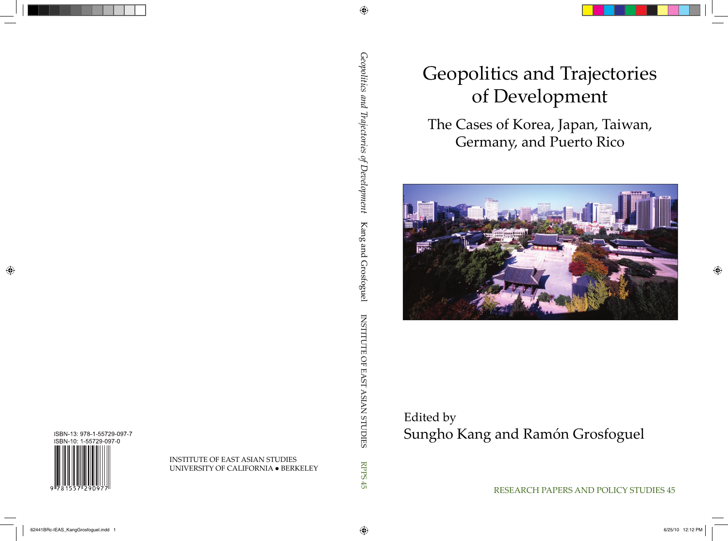# Geopolitics and Trajectories of Development

## The Cases of Korea, Japan, Taiwan, Germany, and Puerto Rico

Edited by

Sungho Kang and Ramón Grosfoguel

RESEARCH PAPERS AND POLICY STUDIES 45

*Geopolitics and Trajectories of Development* Kang and Grosfoguel INSTITUTE OF EAST ASIAN STUDIES RPPS 45

ISBN-13: 978-1-55729-097-7
ISBN-10: 1-55729-097-0

INSTITUTE OF EAST ASIAN STUDIES
UNIVERSITY OF CALIFORNIA • BERKELEY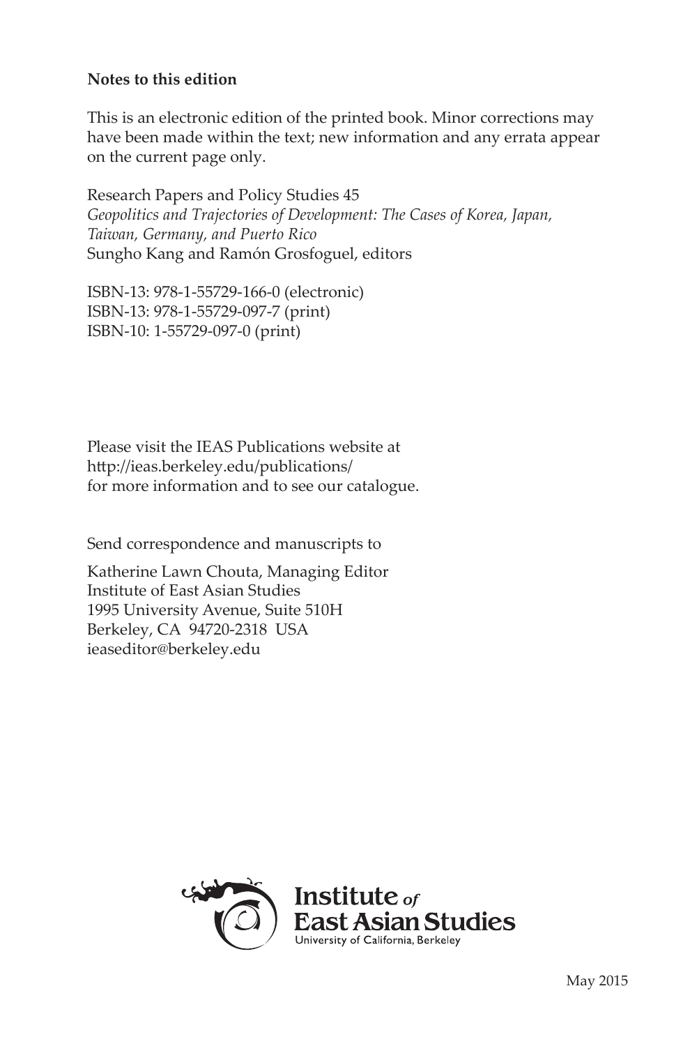**Notes to this edition**

This is an electronic edition of the printed book. Minor corrections may have been made within the text; new information and any errata appear on the current page only.

Research Papers and Policy Studies 45
*Geopolitics and Trajectories of Development: The Cases of Korea, Japan, Taiwan, Germany, and Puerto Rico*
Sungho Kang and Ramón Grosfoguel, editors

ISBN-13: 978-1-55729-166-0 (electronic)
ISBN-13: 978-1-55729-097-7 (print)
ISBN-10: 1-55729-097-0 (print)

Please visit the IEAS Publications website at
http://ieas.berkeley.edu/publications/
for more information and to see our catalogue.

Send correspondence and manuscripts to

Katherine Lawn Chouta, Managing Editor
Institute of East Asian Studies
1995 University Avenue, Suite 510H
Berkeley, CA 94720-2318 USA
ieaseditor@berkeley.edu

Institute *of* East Asian Studies
University of California, Berkeley

May 2015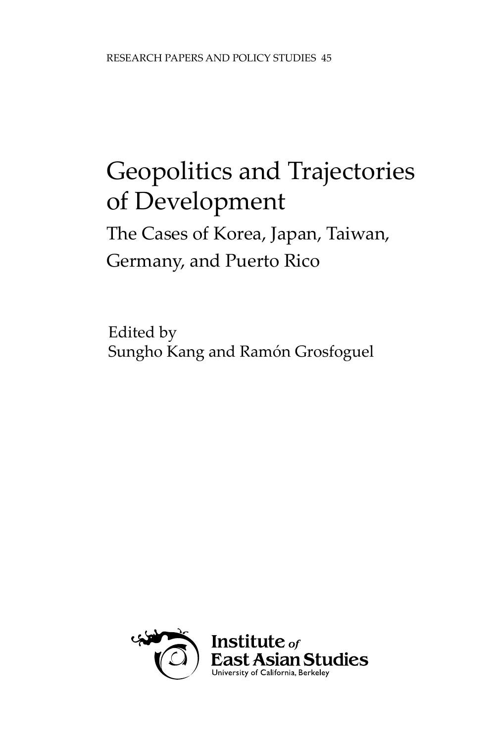RESEARCH PAPERS AND POLICY STUDIES 45

# Geopolitics and Trajectories of Development

## The Cases of Korea, Japan, Taiwan, Germany, and Puerto Rico

Edited by
Sungho Kang and Ramón Grosfoguel

Institute of East Asian Studies
University of California, Berkeley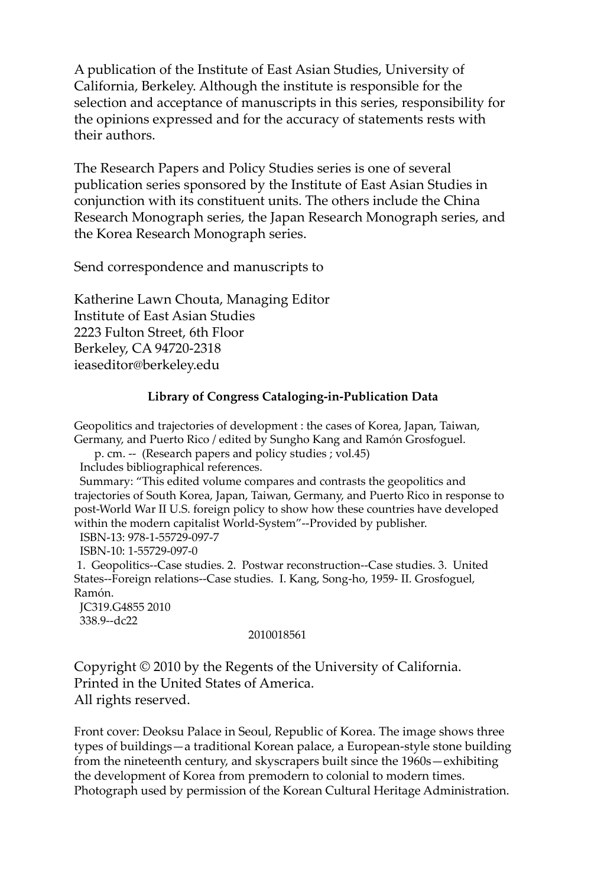A publication of the Institute of East Asian Studies, University of California, Berkeley. Although the institute is responsible for the selection and acceptance of manuscripts in this series, responsibility for the opinions expressed and for the accuracy of statements rests with their authors.

The Research Papers and Policy Studies series is one of several publication series sponsored by the Institute of East Asian Studies in conjunction with its constituent units. The others include the China Research Monograph series, the Japan Research Monograph series, and the Korea Research Monograph series.

Send correspondence and manuscripts to

Katherine Lawn Chouta, Managing Editor
Institute of East Asian Studies
2223 Fulton Street, 6th Floor
Berkeley, CA 94720-2318
ieaseditor@berkeley.edu

**Library of Congress Cataloging-in-Publication Data**

Geopolitics and trajectories of development : the cases of Korea, Japan, Taiwan, Germany, and Puerto Rico / edited by Sungho Kang and Ramón Grosfoguel.
p. cm. -- (Research papers and policy studies ; vol.45)
Includes bibliographical references.
Summary: "This edited volume compares and contrasts the geopolitics and trajectories of South Korea, Japan, Taiwan, Germany, and Puerto Rico in response to post-World War II U.S. foreign policy to show how these countries have developed within the modern capitalist World-System"--Provided by publisher.
ISBN-13: 978-1-55729-097-7
ISBN-10: 1-55729-097-0
1. Geopolitics--Case studies. 2. Postwar reconstruction--Case studies. 3. United States--Foreign relations--Case studies. I. Kang, Song-ho, 1959- II. Grosfoguel, Ramón.
JC319.G4855 2010
338.9--dc22
2010018561

Copyright © 2010 by the Regents of the University of California.
Printed in the United States of America.
All rights reserved.

Front cover: Deoksu Palace in Seoul, Republic of Korea. The image shows three types of buildings—a traditional Korean palace, a European-style stone building from the nineteenth century, and skyscrapers built since the 1960s—exhibiting the development of Korea from premodern to colonial to modern times. Photograph used by permission of the Korean Cultural Heritage Administration.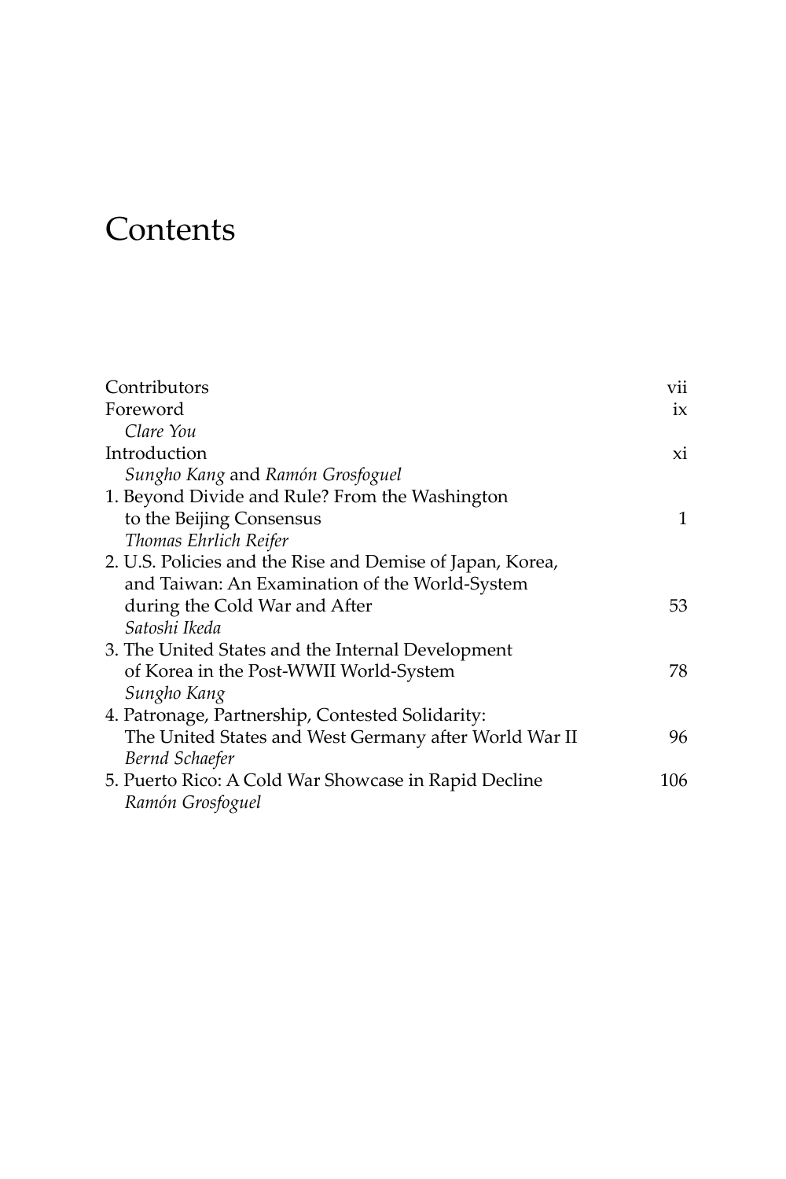# Contents

| | |
|---|---|
| Contributors | vii |
| Foreword<br>*Clare You* | ix |
| Introduction<br>*Sungho Kang* and *Ramón Grosfoguel* | xi |
| 1. Beyond Divide and Rule? From the Washington to the Beijing Consensus<br>*Thomas Ehrlich Reifer* | 1 |
| 2. U.S. Policies and the Rise and Demise of Japan, Korea, and Taiwan: An Examination of the World-System during the Cold War and After<br>*Satoshi Ikeda* | 53 |
| 3. The United States and the Internal Development of Korea in the Post-WWII World-System<br>*Sungho Kang* | 78 |
| 4. Patronage, Partnership, Contested Solidarity: The United States and West Germany after World War II<br>*Bernd Schaefer* | 96 |
| 5. Puerto Rico: A Cold War Showcase in Rapid Decline<br>*Ramón Grosfoguel* | 106 |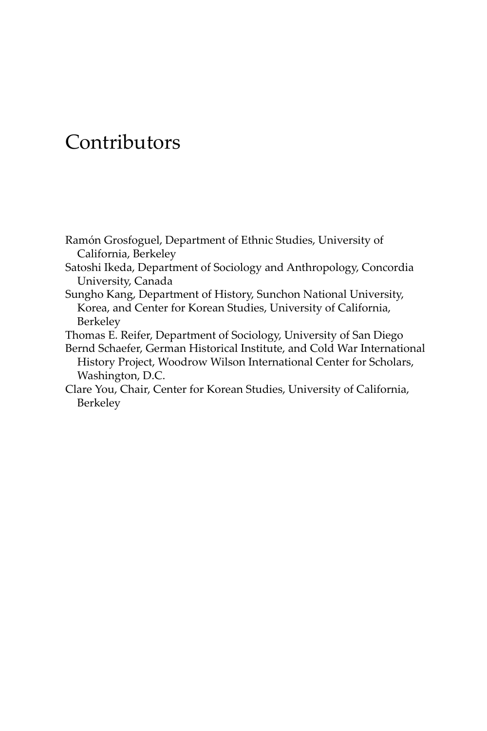# Contributors

Ramón Grosfoguel, Department of Ethnic Studies, University of California, Berkeley

Satoshi Ikeda, Department of Sociology and Anthropology, Concordia University, Canada

Sungho Kang, Department of History, Sunchon National University, Korea, and Center for Korean Studies, University of California, Berkeley

Thomas E. Reifer, Department of Sociology, University of San Diego

Bernd Schaefer, German Historical Institute, and Cold War International History Project, Woodrow Wilson International Center for Scholars, Washington, D.C.

Clare You, Chair, Center for Korean Studies, University of California, Berkeley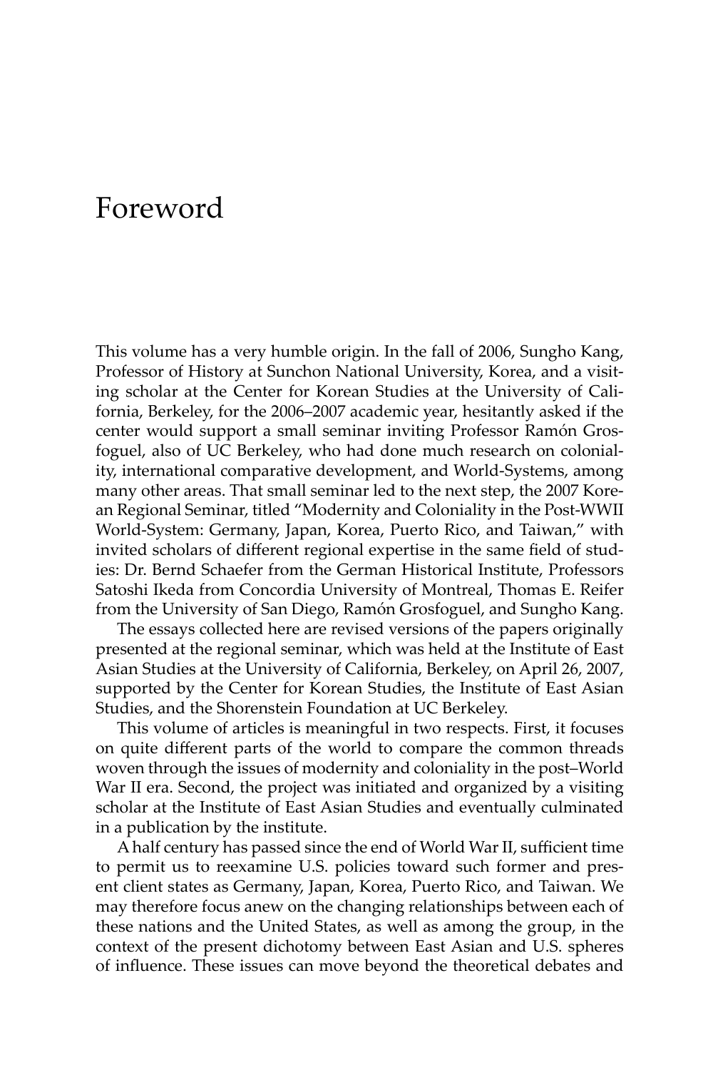# Foreword

This volume has a very humble origin. In the fall of 2006, Sungho Kang, Professor of History at Sunchon National University, Korea, and a visiting scholar at the Center for Korean Studies at the University of California, Berkeley, for the 2006–2007 academic year, hesitantly asked if the center would support a small seminar inviting Professor Ramón Grosfoguel, also of UC Berkeley, who had done much research on coloniality, international comparative development, and World-Systems, among many other areas. That small seminar led to the next step, the 2007 Korean Regional Seminar, titled "Modernity and Coloniality in the Post-WWII World-System: Germany, Japan, Korea, Puerto Rico, and Taiwan," with invited scholars of different regional expertise in the same field of studies: Dr. Bernd Schaefer from the German Historical Institute, Professors Satoshi Ikeda from Concordia University of Montreal, Thomas E. Reifer from the University of San Diego, Ramón Grosfoguel, and Sungho Kang.

The essays collected here are revised versions of the papers originally presented at the regional seminar, which was held at the Institute of East Asian Studies at the University of California, Berkeley, on April 26, 2007, supported by the Center for Korean Studies, the Institute of East Asian Studies, and the Shorenstein Foundation at UC Berkeley.

This volume of articles is meaningful in two respects. First, it focuses on quite different parts of the world to compare the common threads woven through the issues of modernity and coloniality in the post–World War II era. Second, the project was initiated and organized by a visiting scholar at the Institute of East Asian Studies and eventually culminated in a publication by the institute.

A half century has passed since the end of World War II, sufficient time to permit us to reexamine U.S. policies toward such former and present client states as Germany, Japan, Korea, Puerto Rico, and Taiwan. We may therefore focus anew on the changing relationships between each of these nations and the United States, as well as among the group, in the context of the present dichotomy between East Asian and U.S. spheres of influence. These issues can move beyond the theoretical debates and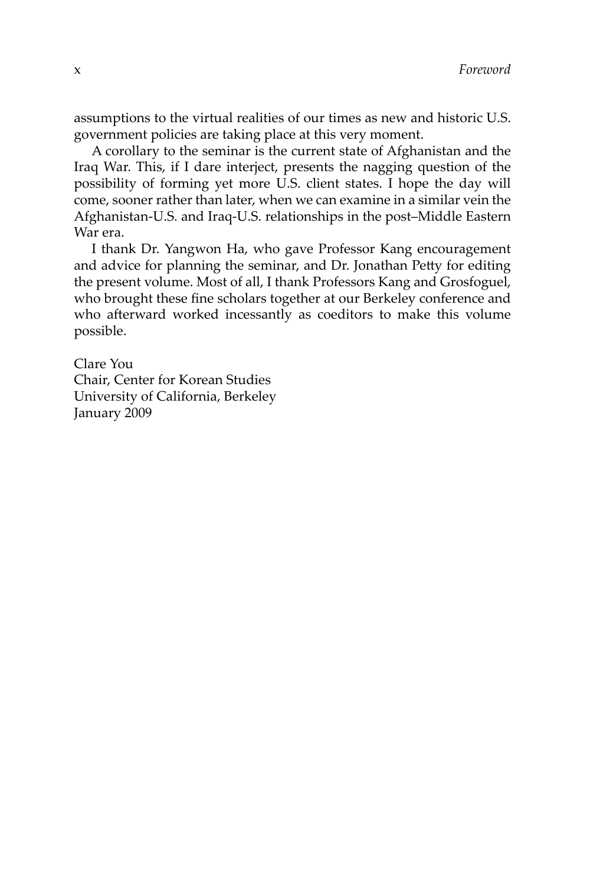assumptions to the virtual realities of our times as new and historic U.S. government policies are taking place at this very moment.

A corollary to the seminar is the current state of Afghanistan and the Iraq War. This, if I dare interject, presents the nagging question of the possibility of forming yet more U.S. client states. I hope the day will come, sooner rather than later, when we can examine in a similar vein the Afghanistan-U.S. and Iraq-U.S. relationships in the post–Middle Eastern War era.

I thank Dr. Yangwon Ha, who gave Professor Kang encouragement and advice for planning the seminar, and Dr. Jonathan Petty for editing the present volume. Most of all, I thank Professors Kang and Grosfoguel, who brought these fine scholars together at our Berkeley conference and who afterward worked incessantly as coeditors to make this volume possible.

Clare You  
Chair, Center for Korean Studies  
University of California, Berkeley  
January 2009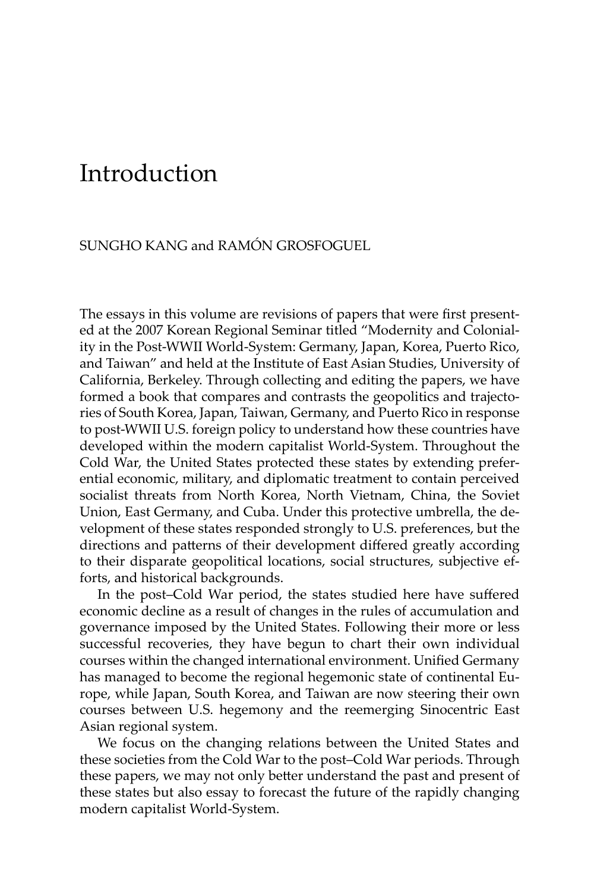# Introduction

SUNGHO KANG and RAMÓN GROSFOGUEL

The essays in this volume are revisions of papers that were first presented at the 2007 Korean Regional Seminar titled "Modernity and Coloniality in the Post-WWII World-System: Germany, Japan, Korea, Puerto Rico, and Taiwan" and held at the Institute of East Asian Studies, University of California, Berkeley. Through collecting and editing the papers, we have formed a book that compares and contrasts the geopolitics and trajectories of South Korea, Japan, Taiwan, Germany, and Puerto Rico in response to post-WWII U.S. foreign policy to understand how these countries have developed within the modern capitalist World-System. Throughout the Cold War, the United States protected these states by extending preferential economic, military, and diplomatic treatment to contain perceived socialist threats from North Korea, North Vietnam, China, the Soviet Union, East Germany, and Cuba. Under this protective umbrella, the development of these states responded strongly to U.S. preferences, but the directions and patterns of their development differed greatly according to their disparate geopolitical locations, social structures, subjective efforts, and historical backgrounds.

In the post–Cold War period, the states studied here have suffered economic decline as a result of changes in the rules of accumulation and governance imposed by the United States. Following their more or less successful recoveries, they have begun to chart their own individual courses within the changed international environment. Unified Germany has managed to become the regional hegemonic state of continental Europe, while Japan, South Korea, and Taiwan are now steering their own courses between U.S. hegemony and the reemerging Sinocentric East Asian regional system.

We focus on the changing relations between the United States and these societies from the Cold War to the post–Cold War periods. Through these papers, we may not only better understand the past and present of these states but also essay to forecast the future of the rapidly changing modern capitalist World-System.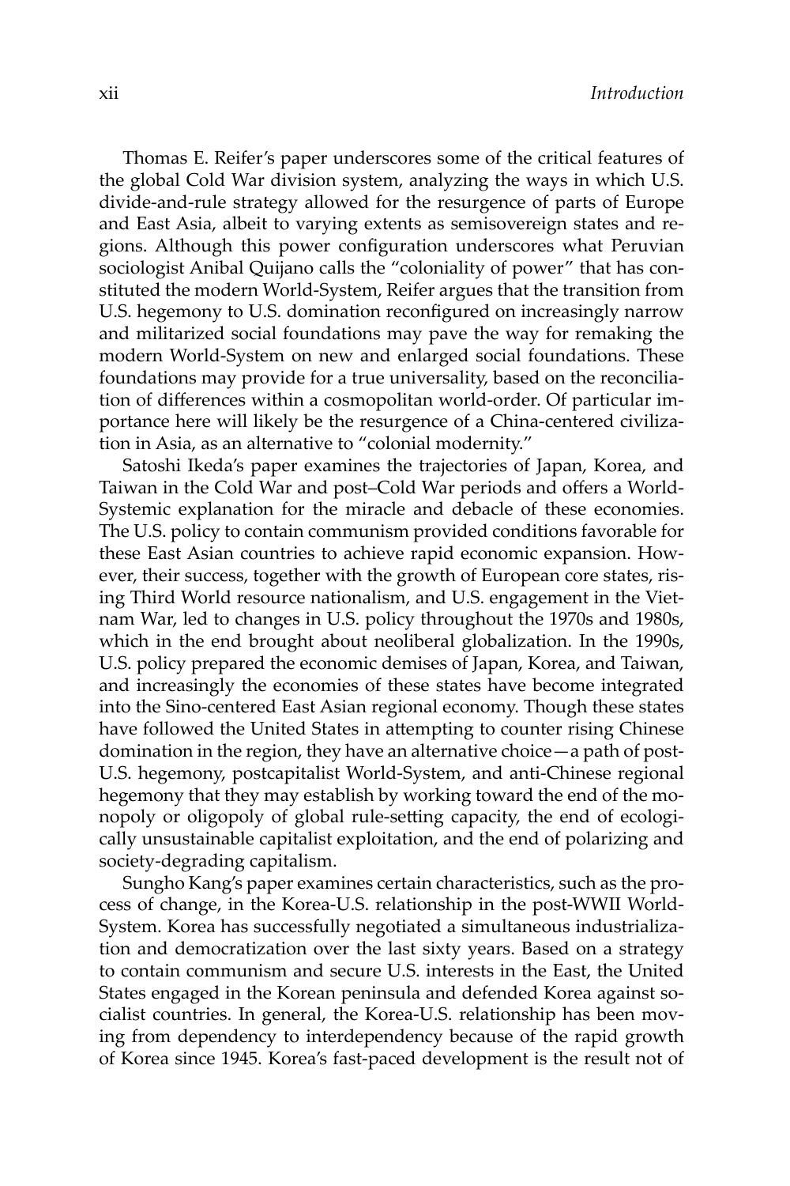Thomas E. Reifer's paper underscores some of the critical features of the global Cold War division system, analyzing the ways in which U.S. divide-and-rule strategy allowed for the resurgence of parts of Europe and East Asia, albeit to varying extents as semisovereign states and regions. Although this power configuration underscores what Peruvian sociologist Anibal Quijano calls the "coloniality of power" that has constituted the modern World-System, Reifer argues that the transition from U.S. hegemony to U.S. domination reconfigured on increasingly narrow and militarized social foundations may pave the way for remaking the modern World-System on new and enlarged social foundations. These foundations may provide for a true universality, based on the reconciliation of differences within a cosmopolitan world-order. Of particular importance here will likely be the resurgence of a China-centered civilization in Asia, as an alternative to "colonial modernity."

Satoshi Ikeda's paper examines the trajectories of Japan, Korea, and Taiwan in the Cold War and post–Cold War periods and offers a World-Systemic explanation for the miracle and debacle of these economies. The U.S. policy to contain communism provided conditions favorable for these East Asian countries to achieve rapid economic expansion. However, their success, together with the growth of European core states, rising Third World resource nationalism, and U.S. engagement in the Vietnam War, led to changes in U.S. policy throughout the 1970s and 1980s, which in the end brought about neoliberal globalization. In the 1990s, U.S. policy prepared the economic demises of Japan, Korea, and Taiwan, and increasingly the economies of these states have become integrated into the Sino-centered East Asian regional economy. Though these states have followed the United States in attempting to counter rising Chinese domination in the region, they have an alternative choice—a path of post-U.S. hegemony, postcapitalist World-System, and anti-Chinese regional hegemony that they may establish by working toward the end of the monopoly or oligopoly of global rule-setting capacity, the end of ecologically unsustainable capitalist exploitation, and the end of polarizing and society-degrading capitalism.

Sungho Kang's paper examines certain characteristics, such as the process of change, in the Korea-U.S. relationship in the post-WWII World-System. Korea has successfully negotiated a simultaneous industrialization and democratization over the last sixty years. Based on a strategy to contain communism and secure U.S. interests in the East, the United States engaged in the Korean peninsula and defended Korea against socialist countries. In general, the Korea-U.S. relationship has been moving from dependency to interdependency because of the rapid growth of Korea since 1945. Korea's fast-paced development is the result not of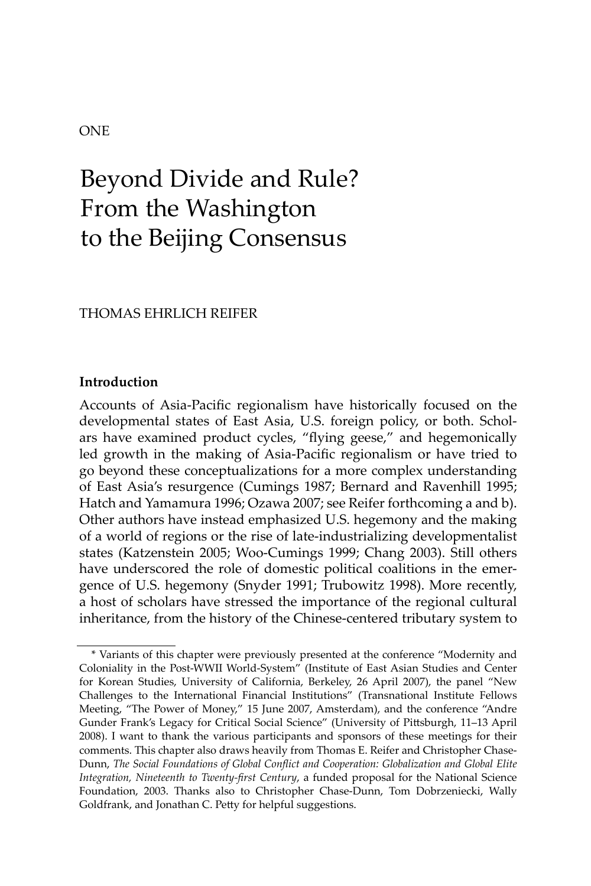ONE

# Beyond Divide and Rule? From the Washington to the Beijing Consensus

THOMAS EHRLICH REIFER

### Introduction

Accounts of Asia-Pacific regionalism have historically focused on the developmental states of East Asia, U.S. foreign policy, or both. Scholars have examined product cycles, "flying geese," and hegemonically led growth in the making of Asia-Pacific regionalism or have tried to go beyond these conceptualizations for a more complex understanding of East Asia's resurgence (Cumings 1987; Bernard and Ravenhill 1995; Hatch and Yamamura 1996; Ozawa 2007; see Reifer forthcoming a and b). Other authors have instead emphasized U.S. hegemony and the making of a world of regions or the rise of late-industrializing developmentalist states (Katzenstein 2005; Woo-Cumings 1999; Chang 2003). Still others have underscored the role of domestic political coalitions in the emergence of U.S. hegemony (Snyder 1991; Trubowitz 1998). More recently, a host of scholars have stressed the importance of the regional cultural inheritance, from the history of the Chinese-centered tributary system to

---

\* Variants of this chapter were previously presented at the conference "Modernity and Coloniality in the Post-WWII World-System" (Institute of East Asian Studies and Center for Korean Studies, University of California, Berkeley, 26 April 2007), the panel "New Challenges to the International Financial Institutions" (Transnational Institute Fellows Meeting, "The Power of Money," 15 June 2007, Amsterdam), and the conference "Andre Gunder Frank's Legacy for Critical Social Science" (University of Pittsburgh, 11–13 April 2008). I want to thank the various participants and sponsors of these meetings for their comments. This chapter also draws heavily from Thomas E. Reifer and Christopher Chase-Dunn, *The Social Foundations of Global Conflict and Cooperation: Globalization and Global Elite Integration, Nineteenth to Twenty-first Century*, a funded proposal for the National Science Foundation, 2003. Thanks also to Christopher Chase-Dunn, Tom Dobrzeniecki, Wally Goldfrank, and Jonathan C. Petty for helpful suggestions.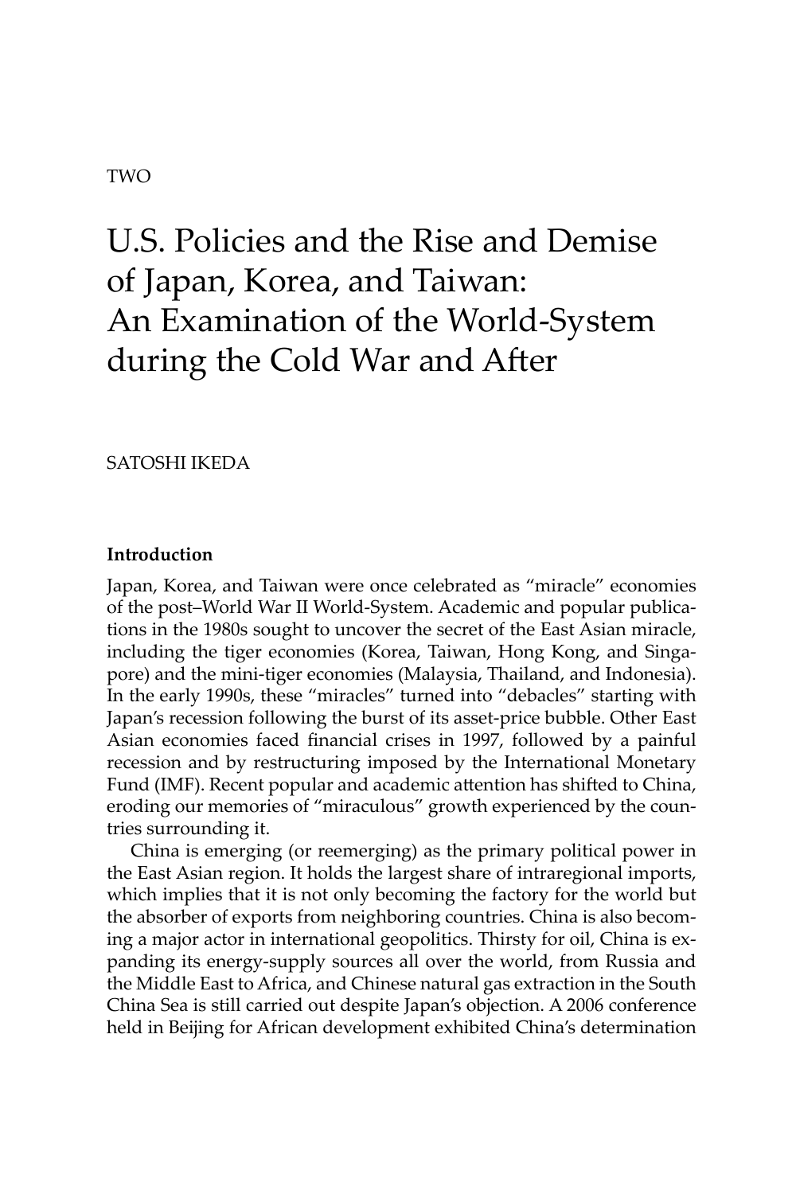TWO

# U.S. Policies and the Rise and Demise of Japan, Korea, and Taiwan: An Examination of the World-System during the Cold War and After

SATOSHI IKEDA

### Introduction

Japan, Korea, and Taiwan were once celebrated as "miracle" economies of the post–World War II World-System. Academic and popular publications in the 1980s sought to uncover the secret of the East Asian miracle, including the tiger economies (Korea, Taiwan, Hong Kong, and Singapore) and the mini-tiger economies (Malaysia, Thailand, and Indonesia). In the early 1990s, these "miracles" turned into "debacles" starting with Japan's recession following the burst of its asset-price bubble. Other East Asian economies faced financial crises in 1997, followed by a painful recession and by restructuring imposed by the International Monetary Fund (IMF). Recent popular and academic attention has shifted to China, eroding our memories of "miraculous" growth experienced by the countries surrounding it.

China is emerging (or reemerging) as the primary political power in the East Asian region. It holds the largest share of intraregional imports, which implies that it is not only becoming the factory for the world but the absorber of exports from neighboring countries. China is also becoming a major actor in international geopolitics. Thirsty for oil, China is expanding its energy-supply sources all over the world, from Russia and the Middle East to Africa, and Chinese natural gas extraction in the South China Sea is still carried out despite Japan's objection. A 2006 conference held in Beijing for African development exhibited China's determination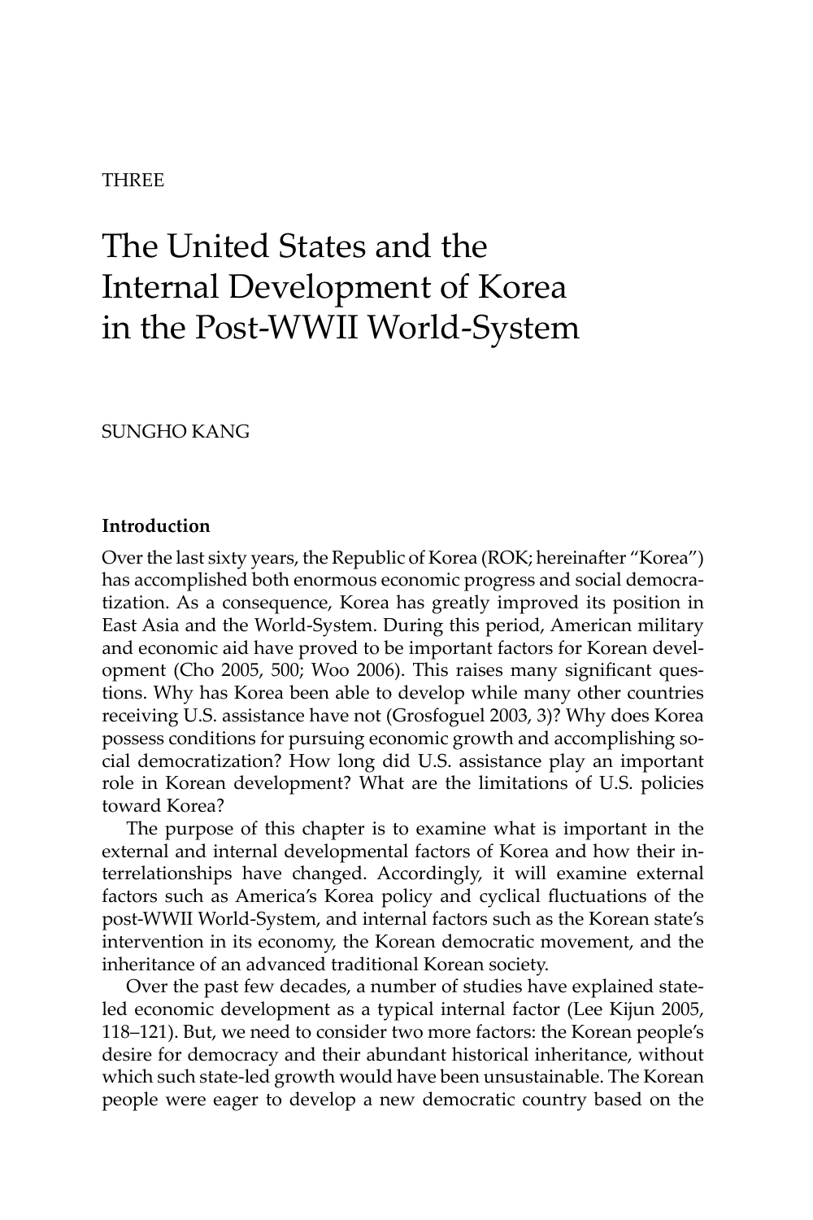THREE

# The United States and the Internal Development of Korea in the Post-WWII World-System

SUNGHO KANG

## Introduction

Over the last sixty years, the Republic of Korea (ROK; hereinafter "Korea") has accomplished both enormous economic progress and social democratization. As a consequence, Korea has greatly improved its position in East Asia and the World-System. During this period, American military and economic aid have proved to be important factors for Korean development (Cho 2005, 500; Woo 2006). This raises many significant questions. Why has Korea been able to develop while many other countries receiving U.S. assistance have not (Grosfoguel 2003, 3)? Why does Korea possess conditions for pursuing economic growth and accomplishing social democratization? How long did U.S. assistance play an important role in Korean development? What are the limitations of U.S. policies toward Korea?

The purpose of this chapter is to examine what is important in the external and internal developmental factors of Korea and how their interrelationships have changed. Accordingly, it will examine external factors such as America's Korea policy and cyclical fluctuations of the post-WWII World-System, and internal factors such as the Korean state's intervention in its economy, the Korean democratic movement, and the inheritance of an advanced traditional Korean society.

Over the past few decades, a number of studies have explained state-led economic development as a typical internal factor (Lee Kijun 2005, 118–121). But, we need to consider two more factors: the Korean people's desire for democracy and their abundant historical inheritance, without which such state-led growth would have been unsustainable. The Korean people were eager to develop a new democratic country based on the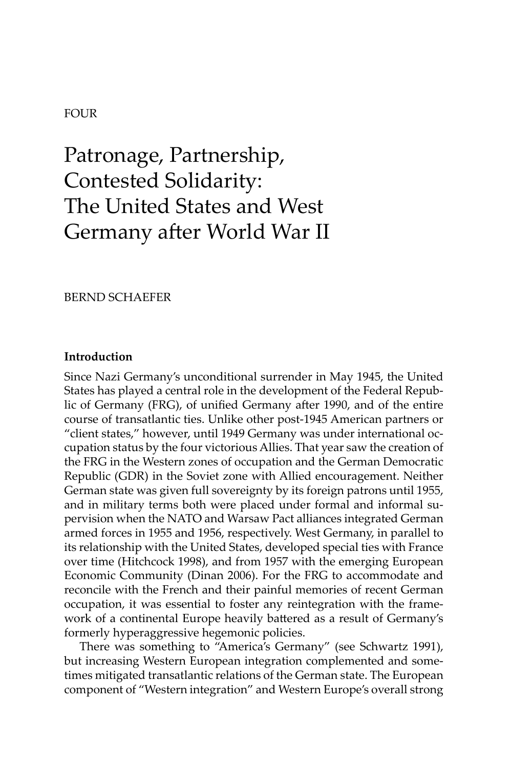FOUR

# Patronage, Partnership, Contested Solidarity: The United States and West Germany after World War II

BERND SCHAEFER

### Introduction

Since Nazi Germany's unconditional surrender in May 1945, the United States has played a central role in the development of the Federal Republic of Germany (FRG), of unified Germany after 1990, and of the entire course of transatlantic ties. Unlike other post-1945 American partners or "client states," however, until 1949 Germany was under international occupation status by the four victorious Allies. That year saw the creation of the FRG in the Western zones of occupation and the German Democratic Republic (GDR) in the Soviet zone with Allied encouragement. Neither German state was given full sovereignty by its foreign patrons until 1955, and in military terms both were placed under formal and informal supervision when the NATO and Warsaw Pact alliances integrated German armed forces in 1955 and 1956, respectively. West Germany, in parallel to its relationship with the United States, developed special ties with France over time (Hitchcock 1998), and from 1957 with the emerging European Economic Community (Dinan 2006). For the FRG to accommodate and reconcile with the French and their painful memories of recent German occupation, it was essential to foster any reintegration with the framework of a continental Europe heavily battered as a result of Germany's formerly hyperaggressive hegemonic policies.

There was something to "America's Germany" (see Schwartz 1991), but increasing Western European integration complemented and sometimes mitigated transatlantic relations of the German state. The European component of "Western integration" and Western Europe's overall strong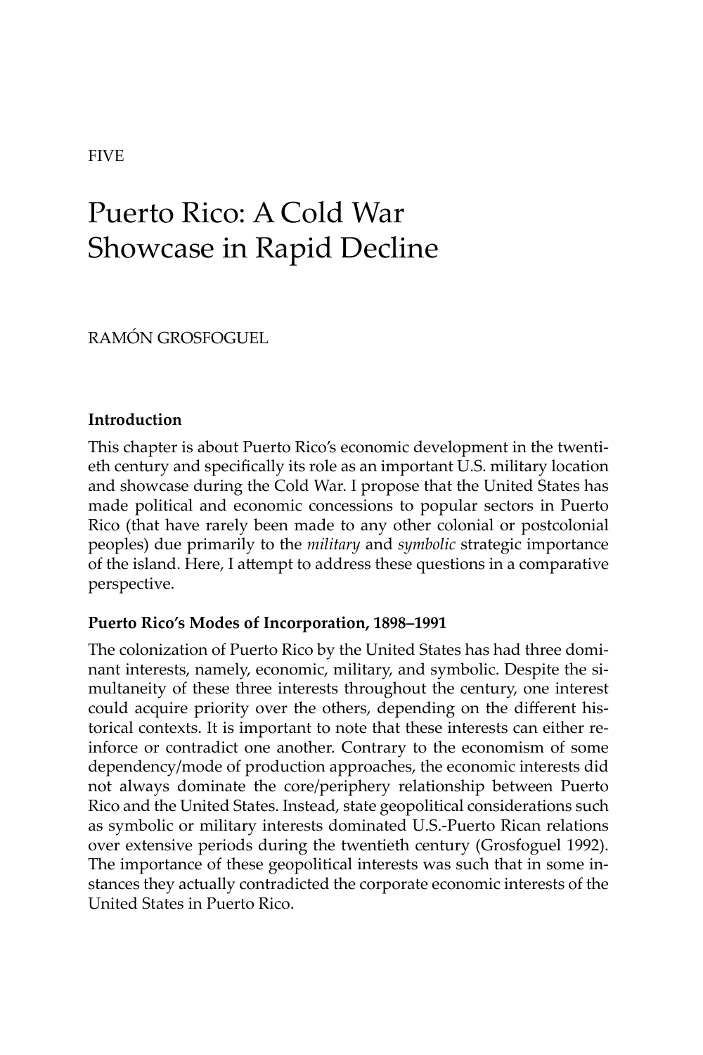FIVE

# Puerto Rico: A Cold War Showcase in Rapid Decline

RAMÓN GROSFOGUEL

## Introduction

This chapter is about Puerto Rico's economic development in the twentieth century and specifically its role as an important U.S. military location and showcase during the Cold War. I propose that the United States has made political and economic concessions to popular sectors in Puerto Rico (that have rarely been made to any other colonial or postcolonial peoples) due primarily to the *military* and *symbolic* strategic importance of the island. Here, I attempt to address these questions in a comparative perspective.

## Puerto Rico's Modes of Incorporation, 1898–1991

The colonization of Puerto Rico by the United States has had three dominant interests, namely, economic, military, and symbolic. Despite the simultaneity of these three interests throughout the century, one interest could acquire priority over the others, depending on the different historical contexts. It is important to note that these interests can either reinforce or contradict one another. Contrary to the economism of some dependency/mode of production approaches, the economic interests did not always dominate the core/periphery relationship between Puerto Rico and the United States. Instead, state geopolitical considerations such as symbolic or military interests dominated U.S.-Puerto Rican relations over extensive periods during the twentieth century (Grosfoguel 1992). The importance of these geopolitical interests was such that in some instances they actually contradicted the corporate economic interests of the United States in Puerto Rico.